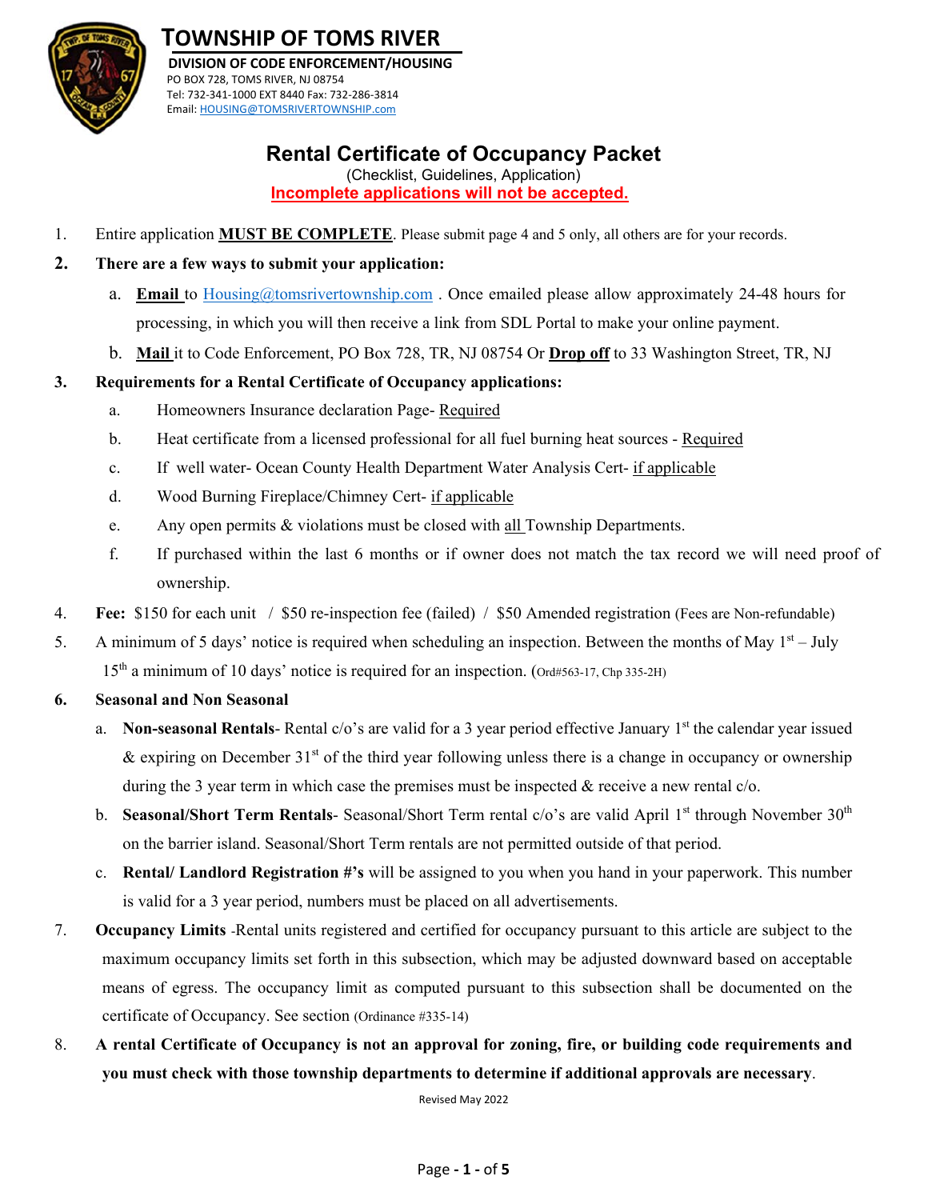# TOWNSHIP OF TOMS RIVER

**DIVISION OF CODE ENFORCEMENT/HOUSING**
PO BOX 728, TOMS RIVER, NJ 08754
Tel: 732-341-1000 EXT 8440 Fax: 732-286-3814
Email: HOUSING@TOMSRIVERTOWNSHIP.com

## Rental Certificate of Occupancy Packet

(Checklist, Guidelines, Application)

**Incomplete applications will not be accepted.**

1. Entire application **MUST BE COMPLETE**. Please submit page 4 and 5 only, all others are for your records.
2. **There are a few ways to submit your application:**
   a. **Email** to Housing@tomsrivertownship.com . Once emailed please allow approximately 24-48 hours for processing, in which you will then receive a link from SDL Portal to make your online payment.
   b. **Mail** it to Code Enforcement, PO Box 728, TR, NJ 08754 Or **Drop off** to 33 Washington Street, TR, NJ
3. **Requirements for a Rental Certificate of Occupancy applications:**
   a. Homeowners Insurance declaration Page- Required
   b. Heat certificate from a licensed professional for all fuel burning heat sources - Required
   c. If well water- Ocean County Health Department Water Analysis Cert- if applicable
   d. Wood Burning Fireplace/Chimney Cert- if applicable
   e. Any open permits & violations must be closed with all Township Departments.
   f. If purchased within the last 6 months or if owner does not match the tax record we will need proof of ownership.
4. **Fee:** $150 for each unit / $50 re-inspection fee (failed) / $50 Amended registration (Fees are Non-refundable)
5. A minimum of 5 days' notice is required when scheduling an inspection. Between the months of May 1st – July 15th a minimum of 10 days' notice is required for an inspection. (Ord#563-17, Chp 335-2H)
6. **Seasonal and Non Seasonal**
   a. **Non-seasonal Rentals**- Rental c/o's are valid for a 3 year period effective January 1st the calendar year issued & expiring on December 31st of the third year following unless there is a change in occupancy or ownership during the 3 year term in which case the premises must be inspected & receive a new rental c/o.
   b. **Seasonal/Short Term Rentals**- Seasonal/Short Term rental c/o's are valid April 1st through November 30th on the barrier island. Seasonal/Short Term rentals are not permitted outside of that period.
   c. **Rental/ Landlord Registration #'s** will be assigned to you when you hand in your paperwork. This number is valid for a 3 year period, numbers must be placed on all advertisements.
7. **Occupancy Limits** -Rental units registered and certified for occupancy pursuant to this article are subject to the maximum occupancy limits set forth in this subsection, which may be adjusted downward based on acceptable means of egress. The occupancy limit as computed pursuant to this subsection shall be documented on the certificate of Occupancy. See section (Ordinance #335-14)
8. **A rental Certificate of Occupancy is not an approval for zoning, fire, or building code requirements and you must check with those township departments to determine if additional approvals are necessary**.

Revised May 2022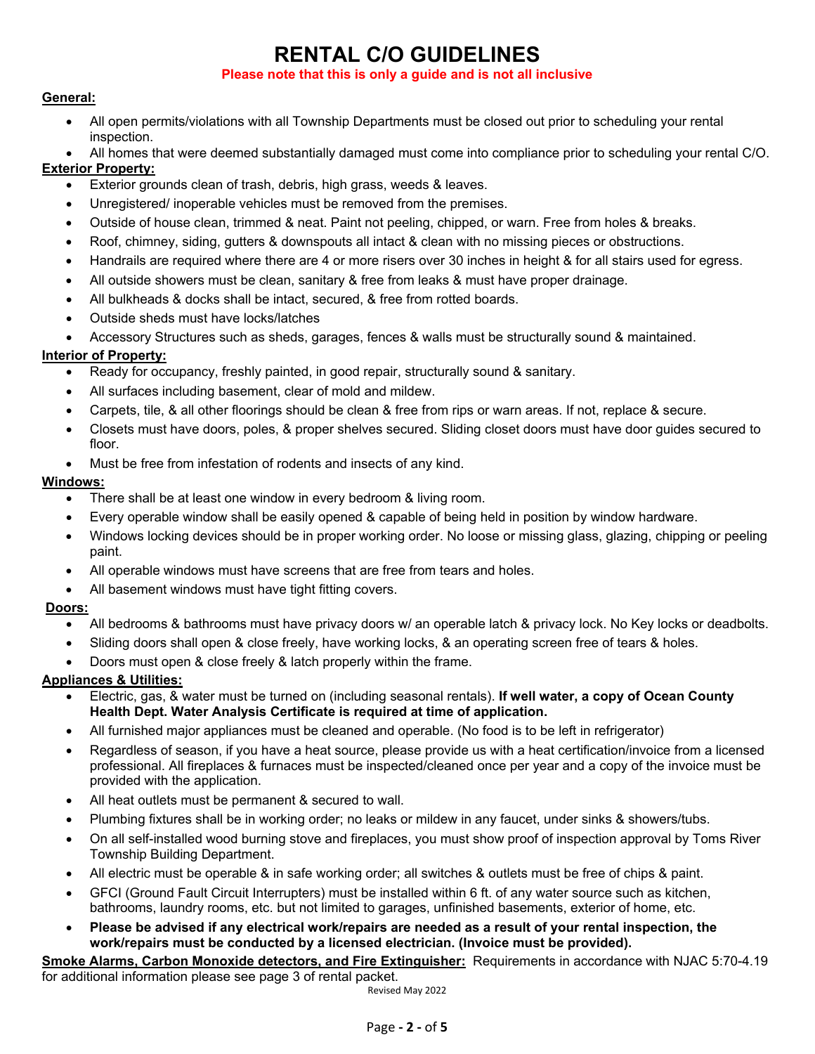# RENTAL C/O GUIDELINES

**Please note that this is only a guide and is not all inclusive**

**General:**

- All open permits/violations with all Township Departments must be closed out prior to scheduling your rental inspection.
- All homes that were deemed substantially damaged must come into compliance prior to scheduling your rental C/O.

**Exterior Property:**

- Exterior grounds clean of trash, debris, high grass, weeds & leaves.
- Unregistered/ inoperable vehicles must be removed from the premises.
- Outside of house clean, trimmed & neat. Paint not peeling, chipped, or warn. Free from holes & breaks.
- Roof, chimney, siding, gutters & downspouts all intact & clean with no missing pieces or obstructions.
- Handrails are required where there are 4 or more risers over 30 inches in height & for all stairs used for egress.
- All outside showers must be clean, sanitary & free from leaks & must have proper drainage.
- All bulkheads & docks shall be intact, secured, & free from rotted boards.
- Outside sheds must have locks/latches
- Accessory Structures such as sheds, garages, fences & walls must be structurally sound & maintained.

**Interior of Property:**

- Ready for occupancy, freshly painted, in good repair, structurally sound & sanitary.
- All surfaces including basement, clear of mold and mildew.
- Carpets, tile, & all other floorings should be clean & free from rips or warn areas. If not, replace & secure.
- Closets must have doors, poles, & proper shelves secured. Sliding closet doors must have door guides secured to floor.
- Must be free from infestation of rodents and insects of any kind.

**Windows:**

- There shall be at least one window in every bedroom & living room.
- Every operable window shall be easily opened & capable of being held in position by window hardware.
- Windows locking devices should be in proper working order. No loose or missing glass, glazing, chipping or peeling paint.
- All operable windows must have screens that are free from tears and holes.
- All basement windows must have tight fitting covers.

**Doors:**

- All bedrooms & bathrooms must have privacy doors w/ an operable latch & privacy lock. No Key locks or deadbolts.
- Sliding doors shall open & close freely, have working locks, & an operating screen free of tears & holes.
- Doors must open & close freely & latch properly within the frame.

**Appliances & Utilities:**

- Electric, gas, & water must be turned on (including seasonal rentals). **If well water, a copy of Ocean County Health Dept. Water Analysis Certificate is required at time of application.**
- All furnished major appliances must be cleaned and operable. (No food is to be left in refrigerator)
- Regardless of season, if you have a heat source, please provide us with a heat certification/invoice from a licensed professional. All fireplaces & furnaces must be inspected/cleaned once per year and a copy of the invoice must be provided with the application.
- All heat outlets must be permanent & secured to wall.
- Plumbing fixtures shall be in working order; no leaks or mildew in any faucet, under sinks & showers/tubs.
- On all self-installed wood burning stove and fireplaces, you must show proof of inspection approval by Toms River Township Building Department.
- All electric must be operable & in safe working order; all switches & outlets must be free of chips & paint.
- GFCI (Ground Fault Circuit Interrupters) must be installed within 6 ft. of any water source such as kitchen, bathrooms, laundry rooms, etc. but not limited to garages, unfinished basements, exterior of home, etc.
- **Please be advised if any electrical work/repairs are needed as a result of your rental inspection, the work/repairs must be conducted by a licensed electrician. (Invoice must be provided).**

**Smoke Alarms, Carbon Monoxide detectors, and Fire Extinguisher:** Requirements in accordance with NJAC 5:70-4.19 for additional information please see page 3 of rental packet.

Revised May 2022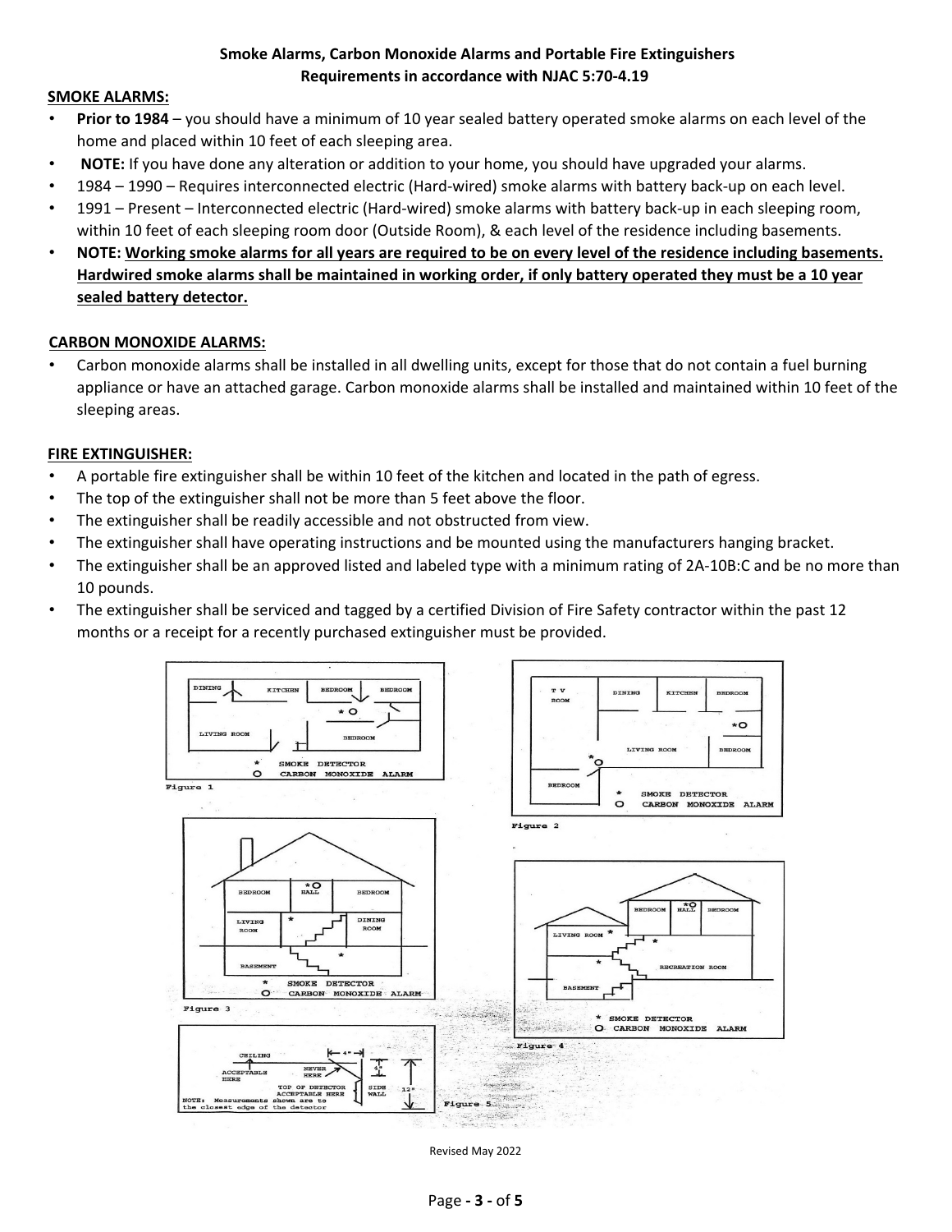**Smoke Alarms, Carbon Monoxide Alarms and Portable Fire Extinguishers**
**Requirements in accordance with NJAC 5:70-4.19**

**SMOKE ALARMS:**

- **Prior to 1984** – you should have a minimum of 10 year sealed battery operated smoke alarms on each level of the home and placed within 10 feet of each sleeping area.
- **NOTE:** If you have done any alteration or addition to your home, you should have upgraded your alarms.
- 1984 – 1990 – Requires interconnected electric (Hard-wired) smoke alarms with battery back-up on each level.
- 1991 – Present – Interconnected electric (Hard-wired) smoke alarms with battery back-up in each sleeping room, within 10 feet of each sleeping room door (Outside Room), & each level of the residence including basements.
- **NOTE: Working smoke alarms for all years are required to be on every level of the residence including basements. Hardwired smoke alarms shall be maintained in working order, if only battery operated they must be a 10 year sealed battery detector.**

**CARBON MONOXIDE ALARMS:**

- Carbon monoxide alarms shall be installed in all dwelling units, except for those that do not contain a fuel burning appliance or have an attached garage. Carbon monoxide alarms shall be installed and maintained within 10 feet of the sleeping areas.

**FIRE EXTINGUISHER:**

- A portable fire extinguisher shall be within 10 feet of the kitchen and located in the path of egress.
- The top of the extinguisher shall not be more than 5 feet above the floor.
- The extinguisher shall be readily accessible and not obstructed from view.
- The extinguisher shall have operating instructions and be mounted using the manufacturers hanging bracket.
- The extinguisher shall be an approved listed and labeled type with a minimum rating of 2A-10B:C and be no more than 10 pounds.
- The extinguisher shall be serviced and tagged by a certified Division of Fire Safety contractor within the past 12 months or a receipt for a recently purchased extinguisher must be provided.

Figure 1

Figure 2

Figure 3

Figure 4

Figure 5

Revised May 2022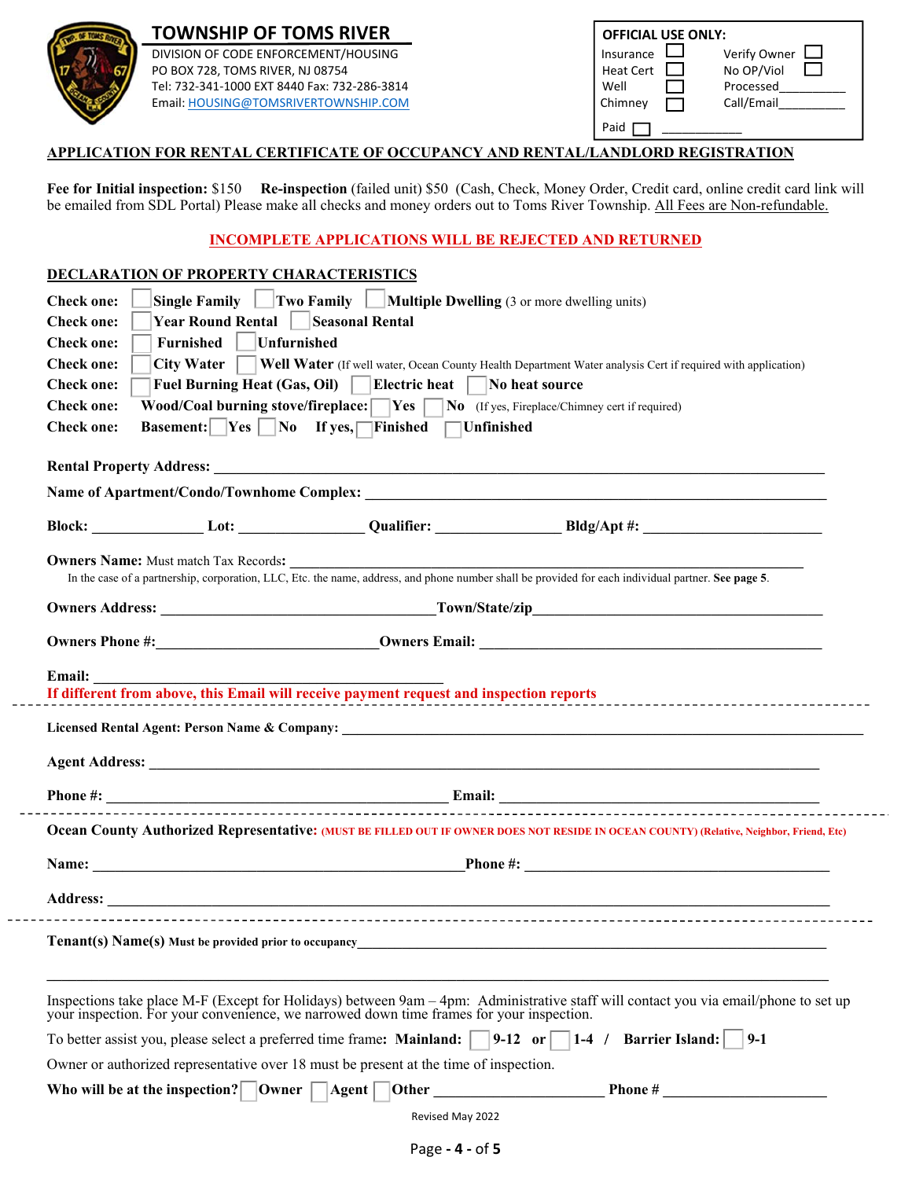# TOWNSHIP OF TOMS RIVER

DIVISION OF CODE ENFORCEMENT/HOUSING
PO BOX 728, TOMS RIVER, NJ 08754
Tel: 732-341-1000 EXT 8440 Fax: 732-286-3814
Email: HOUSING@TOMSRIVERTOWNSHIP.COM

**OFFICIAL USE ONLY:**

| | | | |
|---|---|---|---|
| Insurance | ☐ | Verify Owner | ☐ |
| Heat Cert | ☐ | No OP/Viol | ☐ |
| Well | ☐ | Processed__________ | |
| Chimney | ☐ | Call/Email__________ | |
| Paid | ☐ | ____________ | |

## APPLICATION FOR RENTAL CERTIFICATE OF OCCUPANCY AND RENTAL/LANDLORD REGISTRATION

**Fee for Initial inspection:** $150 **Re-inspection** (failed unit) $50 (Cash, Check, Money Order, Credit card, online credit card link will be emailed from SDL Portal) Please make all checks and money orders out to Toms River Township. All Fees are Non-refundable.

**INCOMPLETE APPLICATIONS WILL BE REJECTED AND RETURNED**

### DECLARATION OF PROPERTY CHARACTERISTICS

**Check one:** ☐ **Single Family** ☐ **Two Family** ☐ **Multiple Dwelling** (3 or more dwelling units)

**Check one:** ☐ **Year Round Rental** ☐ **Seasonal Rental**

**Check one:** ☐ **Furnished** ☐ **Unfurnished**

**Check one:** ☐ **City Water** ☐ **Well Water** (If well water, Ocean County Health Department Water analysis Cert if required with application)

**Check one:** ☐ **Fuel Burning Heat (Gas, Oil)** ☐ **Electric heat** ☐ **No heat source**

**Check one:** **Wood/Coal burning stove/fireplace:** ☐ **Yes** ☐ **No** (If yes, Fireplace/Chimney cert if required)

**Check one:** **Basement:** ☐ **Yes** ☐ **No** **If yes,** ☐ **Finished** ☐ **Unfinished**

**Rental Property Address:** ______________________________________________

**Name of Apartment/Condo/Townhome Complex:** ______________________________________________

**Block:** ______________ **Lot:** ________________ **Qualifier:** ________________ **Bldg/Apt #:** ________________________

**Owners Name:** Must match Tax Records**:** ______________________________________________

In the case of a partnership, corporation, LLC, Etc. the name, address, and phone number shall be provided for each individual partner. **See page 5**.

**Owners Address:** ___________________________________ **Town/State/zip** _______________________________________

**Owners Phone #:** ____________________________ **Owners Email:** ______________________________________________

**Email:** _____________________________________________

**If different from above, this Email will receive payment request and inspection reports**

---

**Licensed Rental Agent: Person Name & Company:** ______________________________________________

**Agent Address:** ______________________________________________

**Phone #:** ____________________________________________ **Email:** ________________________________________

---

**Ocean County Authorized Representative:** **(MUST BE FILLED OUT IF OWNER DOES NOT RESIDE IN OCEAN COUNTY) (Relative, Neighbor, Friend, Etc)**

**Name:** ________________________________________________ **Phone #:** __________________________________________

**Address:** ______________________________________________

---

**Tenant(s) Name(s) Must be provided prior to occupancy** ______________________________________________

______________________________________________________________________________________________

Inspections take place M-F (Except for Holidays) between 9am – 4pm: Administrative staff will contact you via email/phone to set up your inspection. For your convenience, we narrowed down time frames for your inspection.

To better assist you, please select a preferred time frame**: Mainland:** ☐ **9-12 or** ☐ **1-4 / Barrier Island:** ☐ **9-1**

Owner or authorized representative over 18 must be present at the time of inspection.

**Who will be at the inspection?** ☐ **Owner** ☐ **Agent** ☐ **Other** ______________________ **Phone #** _____________________

Revised May 2022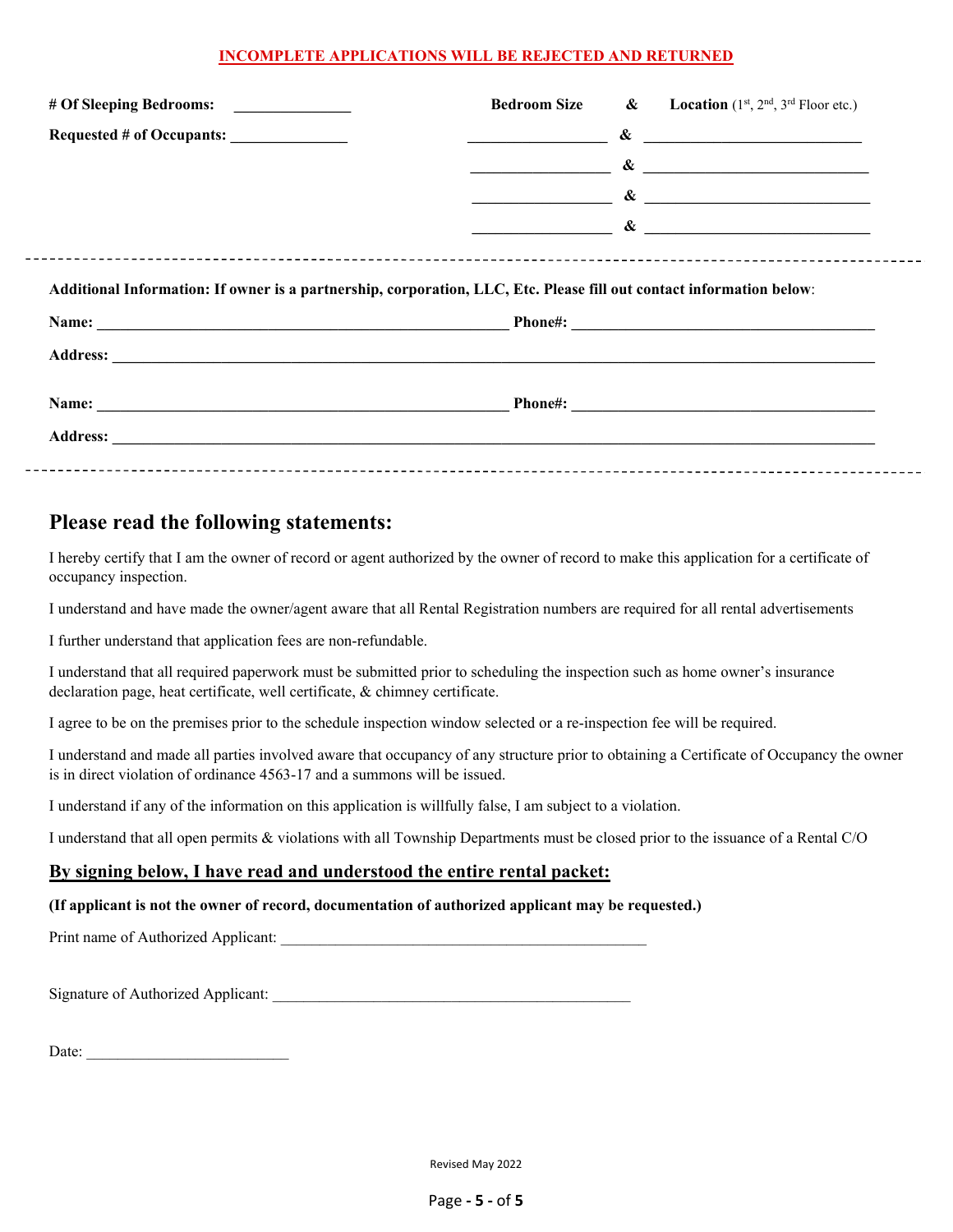**INCOMPLETE APPLICATIONS WILL BE REJECTED AND RETURNED**

**# Of Sleeping Bedrooms:** _______________

**Requested # of Occupants:** _______________

| **Bedroom Size** | **&** | **Location** (1st, 2nd, 3rd Floor etc.) |
|---|---|---|
| __________________ | **&** | ____________________________ |
| __________________ | **&** | ____________________________ |
| __________________ | **&** | ____________________________ |
| __________________ | **&** | ____________________________ |

---

**Additional Information: If owner is a partnership, corporation, LLC, Etc. Please fill out contact information below**:

**Name:** ______________________________________________ **Phone#:** ____________________________________

**Address:** ___________________________________________________________________________________________

**Name:** ______________________________________________ **Phone#:** ____________________________________

**Address:** ___________________________________________________________________________________________

---

## Please read the following statements:

I hereby certify that I am the owner of record or agent authorized by the owner of record to make this application for a certificate of occupancy inspection.

I understand and have made the owner/agent aware that all Rental Registration numbers are required for all rental advertisements

I further understand that application fees are non-refundable.

I understand that all required paperwork must be submitted prior to scheduling the inspection such as home owner's insurance declaration page, heat certificate, well certificate, & chimney certificate.

I agree to be on the premises prior to the schedule inspection window selected or a re-inspection fee will be required.

I understand and made all parties involved aware that occupancy of any structure prior to obtaining a Certificate of Occupancy the owner is in direct violation of ordinance 4563-17 and a summons will be issued.

I understand if any of the information on this application is willfully false, I am subject to a violation.

I understand that all open permits & violations with all Township Departments must be closed prior to the issuance of a Rental C/O

**By signing below, I have read and understood the entire rental packet:**

**(If applicant is not the owner of record, documentation of authorized applicant may be requested.)**

Print name of Authorized Applicant: _______________________________________________

Signature of Authorized Applicant: _______________________________________________

Date: __________________________

Revised May 2022